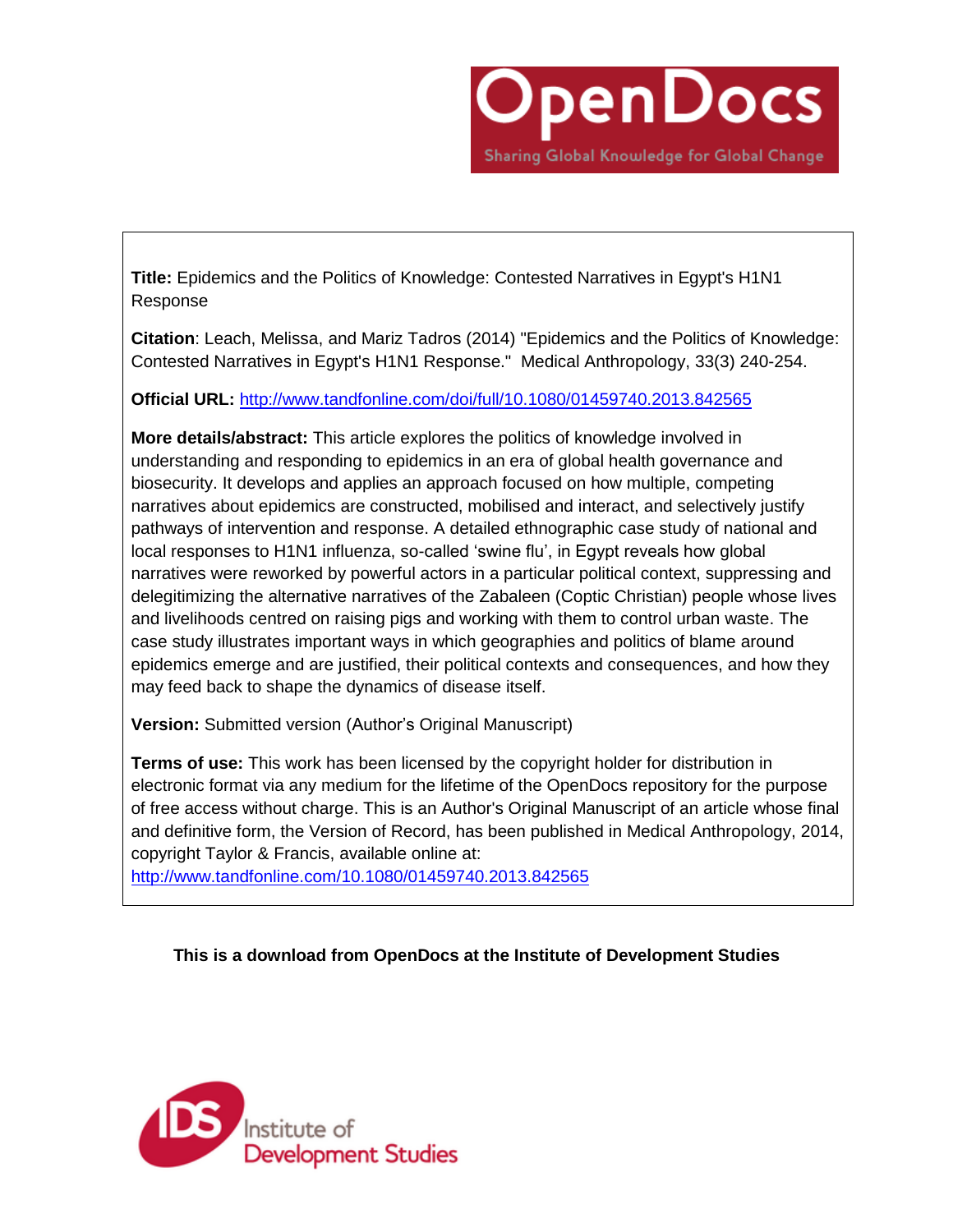OpenDocs

Sharing Global Knowledge for Global Change

**Title:** Epidemics and the Politics of Knowledge: Contested Narratives in Egypt's H1N1 Response

**Citation**: Leach, Melissa, and Mariz Tadros (2014) "Epidemics and the Politics of Knowledge: Contested Narratives in Egypt's H1N1 Response." Medical Anthropology, 33(3) 240-254.

**Official URL:** http://www.tandfonline.com/doi/full/10.1080/01459740.2013.842565

**More details/abstract:** This article explores the politics of knowledge involved in understanding and responding to epidemics in an era of global health governance and biosecurity. It develops and applies an approach focused on how multiple, competing narratives about epidemics are constructed, mobilised and interact, and selectively justify pathways of intervention and response. A detailed ethnographic case study of national and local responses to H1N1 influenza, so-called 'swine flu', in Egypt reveals how global narratives were reworked by powerful actors in a particular political context, suppressing and delegitimizing the alternative narratives of the Zabaleen (Coptic Christian) people whose lives and livelihoods centred on raising pigs and working with them to control urban waste. The case study illustrates important ways in which geographies and politics of blame around epidemics emerge and are justified, their political contexts and consequences, and how they may feed back to shape the dynamics of disease itself.

**Version:** Submitted version (Author's Original Manuscript)

**Terms of use:** This work has been licensed by the copyright holder for distribution in electronic format via any medium for the lifetime of the OpenDocs repository for the purpose of free access without charge. This is an Author's Original Manuscript of an article whose final and definitive form, the Version of Record, has been published in Medical Anthropology, 2014, copyright Taylor & Francis, available online at: http://www.tandfonline.com/10.1080/01459740.2013.842565

**This is a download from OpenDocs at the Institute of Development Studies**

IDS Institute of Development Studies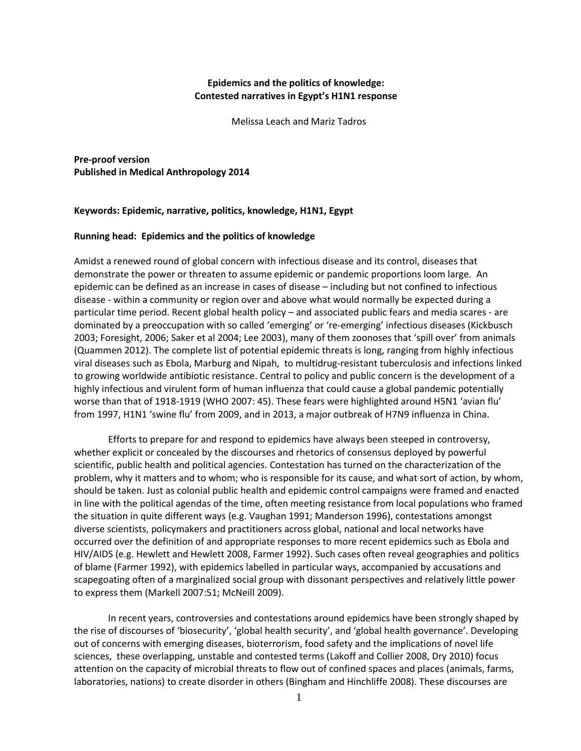**Epidemics and the politics of knowledge: Contested narratives in Egypt's H1N1 response**

Melissa Leach and Mariz Tadros

**Pre-proof version**
**Published in Medical Anthropology 2014**

**Keywords: Epidemic, narrative, politics, knowledge, H1N1, Egypt**

**Running head: Epidemics and the politics of knowledge**

Amidst a renewed round of global concern with infectious disease and its control, diseases that demonstrate the power or threaten to assume epidemic or pandemic proportions loom large. An epidemic can be defined as an increase in cases of disease – including but not confined to infectious disease - within a community or region over and above what would normally be expected during a particular time period. Recent global health policy – and associated public fears and media scares - are dominated by a preoccupation with so called 'emerging' or 're-emerging' infectious diseases (Kickbusch 2003; Foresight, 2006; Saker et al 2004; Lee 2003), many of them zoonoses that 'spill over' from animals (Quammen 2012). The complete list of potential epidemic threats is long, ranging from highly infectious viral diseases such as Ebola, Marburg and Nipah, to multidrug-resistant tuberculosis and infections linked to growing worldwide antibiotic resistance. Central to policy and public concern is the development of a highly infectious and virulent form of human influenza that could cause a global pandemic potentially worse than that of 1918-1919 (WHO 2007: 45). These fears were highlighted around H5N1 'avian flu' from 1997, H1N1 'swine flu' from 2009, and in 2013, a major outbreak of H7N9 influenza in China.

Efforts to prepare for and respond to epidemics have always been steeped in controversy, whether explicit or concealed by the discourses and rhetorics of consensus deployed by powerful scientific, public health and political agencies. Contestation has turned on the characterization of the problem, why it matters and to whom; who is responsible for its cause, and what sort of action, by whom, should be taken. Just as colonial public health and epidemic control campaigns were framed and enacted in line with the political agendas of the time, often meeting resistance from local populations who framed the situation in quite different ways (e.g. Vaughan 1991; Manderson 1996), contestations amongst diverse scientists, policymakers and practitioners across global, national and local networks have occurred over the definition of and appropriate responses to more recent epidemics such as Ebola and HIV/AIDS (e.g. Hewlett and Hewlett 2008, Farmer 1992). Such cases often reveal geographies and politics of blame (Farmer 1992), with epidemics labelled in particular ways, accompanied by accusations and scapegoating often of a marginalized social group with dissonant perspectives and relatively little power to express them (Markell 2007:51; McNeill 2009).

In recent years, controversies and contestations around epidemics have been strongly shaped by the rise of discourses of 'biosecurity', 'global health security', and 'global health governance'. Developing out of concerns with emerging diseases, bioterrorism, food safety and the implications of novel life sciences, these overlapping, unstable and contested terms (Lakoff and Collier 2008, Dry 2010) focus attention on the capacity of microbial threats to flow out of confined spaces and places (animals, farms, laboratories, nations) to create disorder in others (Bingham and Hinchliffe 2008). These discourses are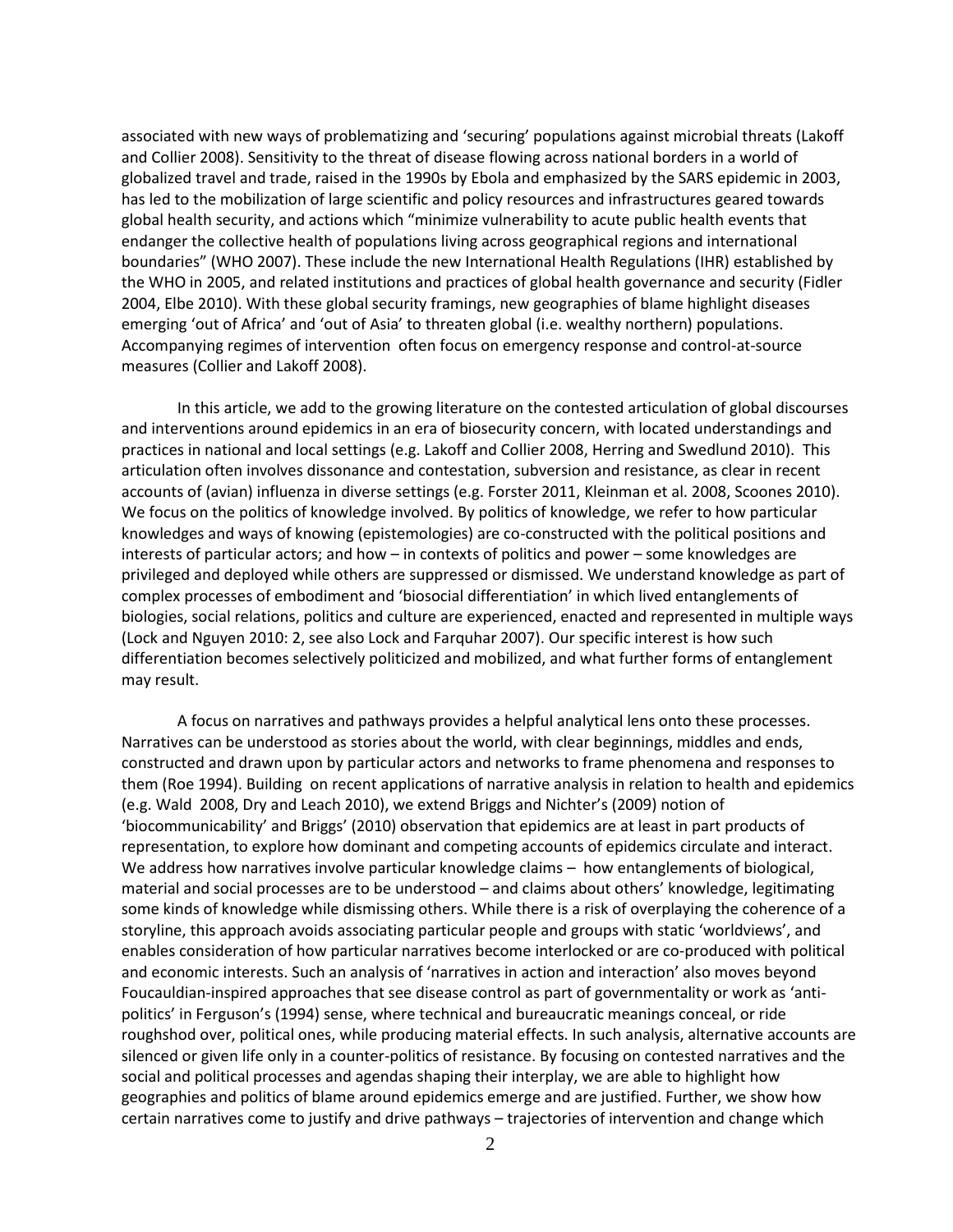associated with new ways of problematizing and 'securing' populations against microbial threats (Lakoff and Collier 2008). Sensitivity to the threat of disease flowing across national borders in a world of globalized travel and trade, raised in the 1990s by Ebola and emphasized by the SARS epidemic in 2003, has led to the mobilization of large scientific and policy resources and infrastructures geared towards global health security, and actions which "minimize vulnerability to acute public health events that endanger the collective health of populations living across geographical regions and international boundaries" (WHO 2007). These include the new International Health Regulations (IHR) established by the WHO in 2005, and related institutions and practices of global health governance and security (Fidler 2004, Elbe 2010). With these global security framings, new geographies of blame highlight diseases emerging 'out of Africa' and 'out of Asia' to threaten global (i.e. wealthy northern) populations. Accompanying regimes of intervention often focus on emergency response and control-at-source measures (Collier and Lakoff 2008).

In this article, we add to the growing literature on the contested articulation of global discourses and interventions around epidemics in an era of biosecurity concern, with located understandings and practices in national and local settings (e.g. Lakoff and Collier 2008, Herring and Swedlund 2010). This articulation often involves dissonance and contestation, subversion and resistance, as clear in recent accounts of (avian) influenza in diverse settings (e.g. Forster 2011, Kleinman et al. 2008, Scoones 2010). We focus on the politics of knowledge involved. By politics of knowledge, we refer to how particular knowledges and ways of knowing (epistemologies) are co-constructed with the political positions and interests of particular actors; and how – in contexts of politics and power – some knowledges are privileged and deployed while others are suppressed or dismissed. We understand knowledge as part of complex processes of embodiment and 'biosocial differentiation' in which lived entanglements of biologies, social relations, politics and culture are experienced, enacted and represented in multiple ways (Lock and Nguyen 2010: 2, see also Lock and Farquhar 2007). Our specific interest is how such differentiation becomes selectively politicized and mobilized, and what further forms of entanglement may result.

A focus on narratives and pathways provides a helpful analytical lens onto these processes. Narratives can be understood as stories about the world, with clear beginnings, middles and ends, constructed and drawn upon by particular actors and networks to frame phenomena and responses to them (Roe 1994). Building on recent applications of narrative analysis in relation to health and epidemics (e.g. Wald 2008, Dry and Leach 2010), we extend Briggs and Nichter's (2009) notion of 'biocommunicability' and Briggs' (2010) observation that epidemics are at least in part products of representation, to explore how dominant and competing accounts of epidemics circulate and interact. We address how narratives involve particular knowledge claims – how entanglements of biological, material and social processes are to be understood – and claims about others' knowledge, legitimating some kinds of knowledge while dismissing others. While there is a risk of overplaying the coherence of a storyline, this approach avoids associating particular people and groups with static 'worldviews', and enables consideration of how particular narratives become interlocked or are co-produced with political and economic interests. Such an analysis of 'narratives in action and interaction' also moves beyond Foucauldian-inspired approaches that see disease control as part of governmentality or work as 'anti-politics' in Ferguson's (1994) sense, where technical and bureaucratic meanings conceal, or ride roughshod over, political ones, while producing material effects. In such analysis, alternative accounts are silenced or given life only in a counter-politics of resistance. By focusing on contested narratives and the social and political processes and agendas shaping their interplay, we are able to highlight how geographies and politics of blame around epidemics emerge and are justified. Further, we show how certain narratives come to justify and drive pathways – trajectories of intervention and change which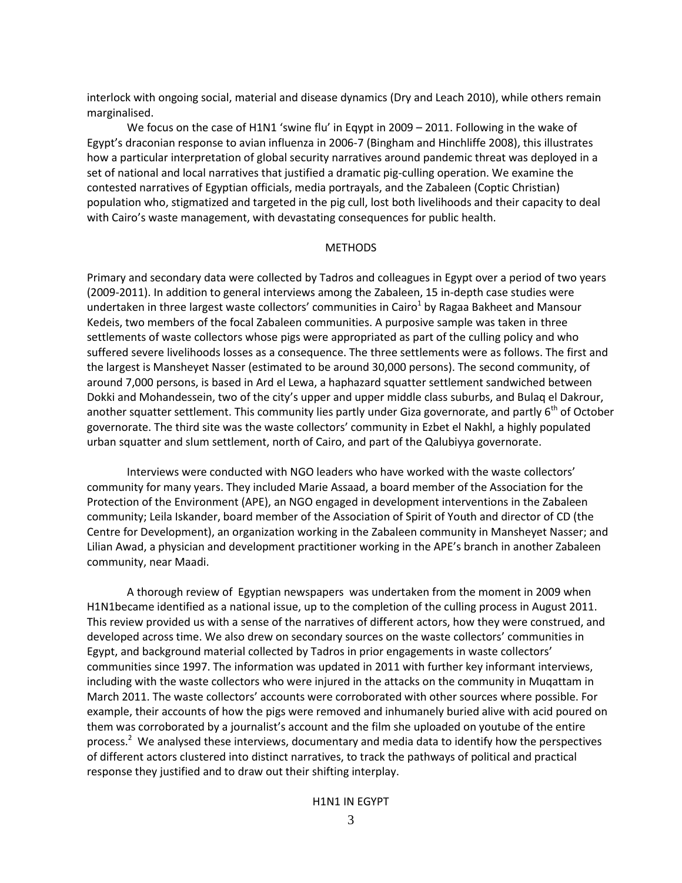interlock with ongoing social, material and disease dynamics (Dry and Leach 2010), while others remain marginalised.

We focus on the case of H1N1 'swine flu' in Eqypt in 2009 – 2011. Following in the wake of Egypt's draconian response to avian influenza in 2006-7 (Bingham and Hinchliffe 2008), this illustrates how a particular interpretation of global security narratives around pandemic threat was deployed in a set of national and local narratives that justified a dramatic pig-culling operation. We examine the contested narratives of Egyptian officials, media portrayals, and the Zabaleen (Coptic Christian) population who, stigmatized and targeted in the pig cull, lost both livelihoods and their capacity to deal with Cairo's waste management, with devastating consequences for public health.

## METHODS

Primary and secondary data were collected by Tadros and colleagues in Egypt over a period of two years (2009-2011). In addition to general interviews among the Zabaleen, 15 in-depth case studies were undertaken in three largest waste collectors' communities in Cairo[1] by Ragaa Bakheet and Mansour Kedeis, two members of the focal Zabaleen communities. A purposive sample was taken in three settlements of waste collectors whose pigs were appropriated as part of the culling policy and who suffered severe livelihoods losses as a consequence. The three settlements were as follows. The first and the largest is Mansheyet Nasser (estimated to be around 30,000 persons). The second community, of around 7,000 persons, is based in Ard el Lewa, a haphazard squatter settlement sandwiched between Dokki and Mohandessein, two of the city's upper and upper middle class suburbs, and Bulaq el Dakrour, another squatter settlement. This community lies partly under Giza governorate, and partly 6th of October governorate. The third site was the waste collectors' community in Ezbet el Nakhl, a highly populated urban squatter and slum settlement, north of Cairo, and part of the Qalubiyya governorate.

Interviews were conducted with NGO leaders who have worked with the waste collectors' community for many years. They included Marie Assaad, a board member of the Association for the Protection of the Environment (APE), an NGO engaged in development interventions in the Zabaleen community; Leila Iskander, board member of the Association of Spirit of Youth and director of CD (the Centre for Development), an organization working in the Zabaleen community in Mansheyet Nasser; and Lilian Awad, a physician and development practitioner working in the APE's branch in another Zabaleen community, near Maadi.

A thorough review of Egyptian newspapers was undertaken from the moment in 2009 when H1N1became identified as a national issue, up to the completion of the culling process in August 2011. This review provided us with a sense of the narratives of different actors, how they were construed, and developed across time. We also drew on secondary sources on the waste collectors' communities in Egypt, and background material collected by Tadros in prior engagements in waste collectors' communities since 1997. The information was updated in 2011 with further key informant interviews, including with the waste collectors who were injured in the attacks on the community in Muqattam in March 2011. The waste collectors' accounts were corroborated with other sources where possible. For example, their accounts of how the pigs were removed and inhumanely buried alive with acid poured on them was corroborated by a journalist's account and the film she uploaded on youtube of the entire process.[2] We analysed these interviews, documentary and media data to identify how the perspectives of different actors clustered into distinct narratives, to track the pathways of political and practical response they justified and to draw out their shifting interplay.

## H1N1 IN EGYPT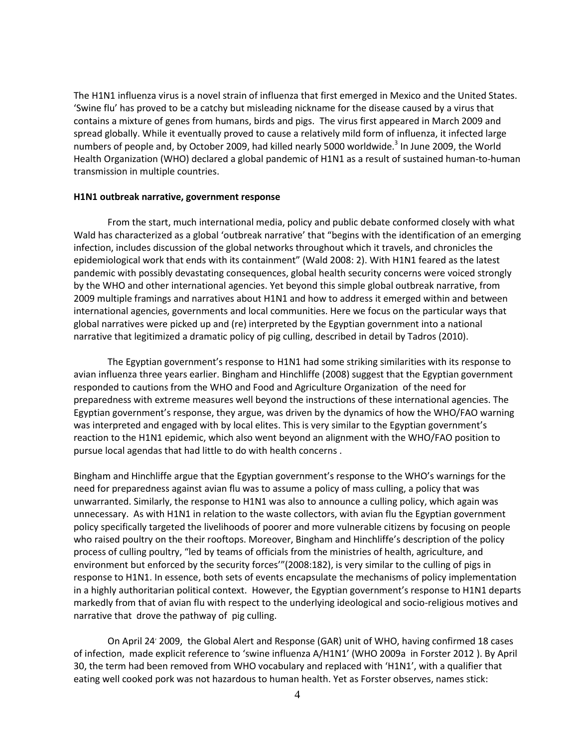The H1N1 influenza virus is a novel strain of influenza that first emerged in Mexico and the United States. 'Swine flu' has proved to be a catchy but misleading nickname for the disease caused by a virus that contains a mixture of genes from humans, birds and pigs. The virus first appeared in March 2009 and spread globally. While it eventually proved to cause a relatively mild form of influenza, it infected large numbers of people and, by October 2009, had killed nearly 5000 worldwide.[3] In June 2009, the World Health Organization (WHO) declared a global pandemic of H1N1 as a result of sustained human-to-human transmission in multiple countries.

**H1N1 outbreak narrative, government response**

From the start, much international media, policy and public debate conformed closely with what Wald has characterized as a global 'outbreak narrative' that "begins with the identification of an emerging infection, includes discussion of the global networks throughout which it travels, and chronicles the epidemiological work that ends with its containment" (Wald 2008: 2). With H1N1 feared as the latest pandemic with possibly devastating consequences, global health security concerns were voiced strongly by the WHO and other international agencies. Yet beyond this simple global outbreak narrative, from 2009 multiple framings and narratives about H1N1 and how to address it emerged within and between international agencies, governments and local communities. Here we focus on the particular ways that global narratives were picked up and (re) interpreted by the Egyptian government into a national narrative that legitimized a dramatic policy of pig culling, described in detail by Tadros (2010).

The Egyptian government's response to H1N1 had some striking similarities with its response to avian influenza three years earlier. Bingham and Hinchliffe (2008) suggest that the Egyptian government responded to cautions from the WHO and Food and Agriculture Organization of the need for preparedness with extreme measures well beyond the instructions of these international agencies. The Egyptian government's response, they argue, was driven by the dynamics of how the WHO/FAO warning was interpreted and engaged with by local elites. This is very similar to the Egyptian government's reaction to the H1N1 epidemic, which also went beyond an alignment with the WHO/FAO position to pursue local agendas that had little to do with health concerns .

Bingham and Hinchliffe argue that the Egyptian government's response to the WHO's warnings for the need for preparedness against avian flu was to assume a policy of mass culling, a policy that was unwarranted. Similarly, the response to H1N1 was also to announce a culling policy, which again was unnecessary. As with H1N1 in relation to the waste collectors, with avian flu the Egyptian government policy specifically targeted the livelihoods of poorer and more vulnerable citizens by focusing on people who raised poultry on the their rooftops. Moreover, Bingham and Hinchliffe's description of the policy process of culling poultry, "led by teams of officials from the ministries of health, agriculture, and environment but enforced by the security forces'"(2008:182), is very similar to the culling of pigs in response to H1N1. In essence, both sets of events encapsulate the mechanisms of policy implementation in a highly authoritarian political context. However, the Egyptian government's response to H1N1 departs markedly from that of avian flu with respect to the underlying ideological and socio-religious motives and narrative that drove the pathway of pig culling.

On April 24, 2009, the Global Alert and Response (GAR) unit of WHO, having confirmed 18 cases of infection, made explicit reference to 'swine influenza A/H1N1' (WHO 2009a in Forster 2012 ). By April 30, the term had been removed from WHO vocabulary and replaced with 'H1N1', with a qualifier that eating well cooked pork was not hazardous to human health. Yet as Forster observes, names stick: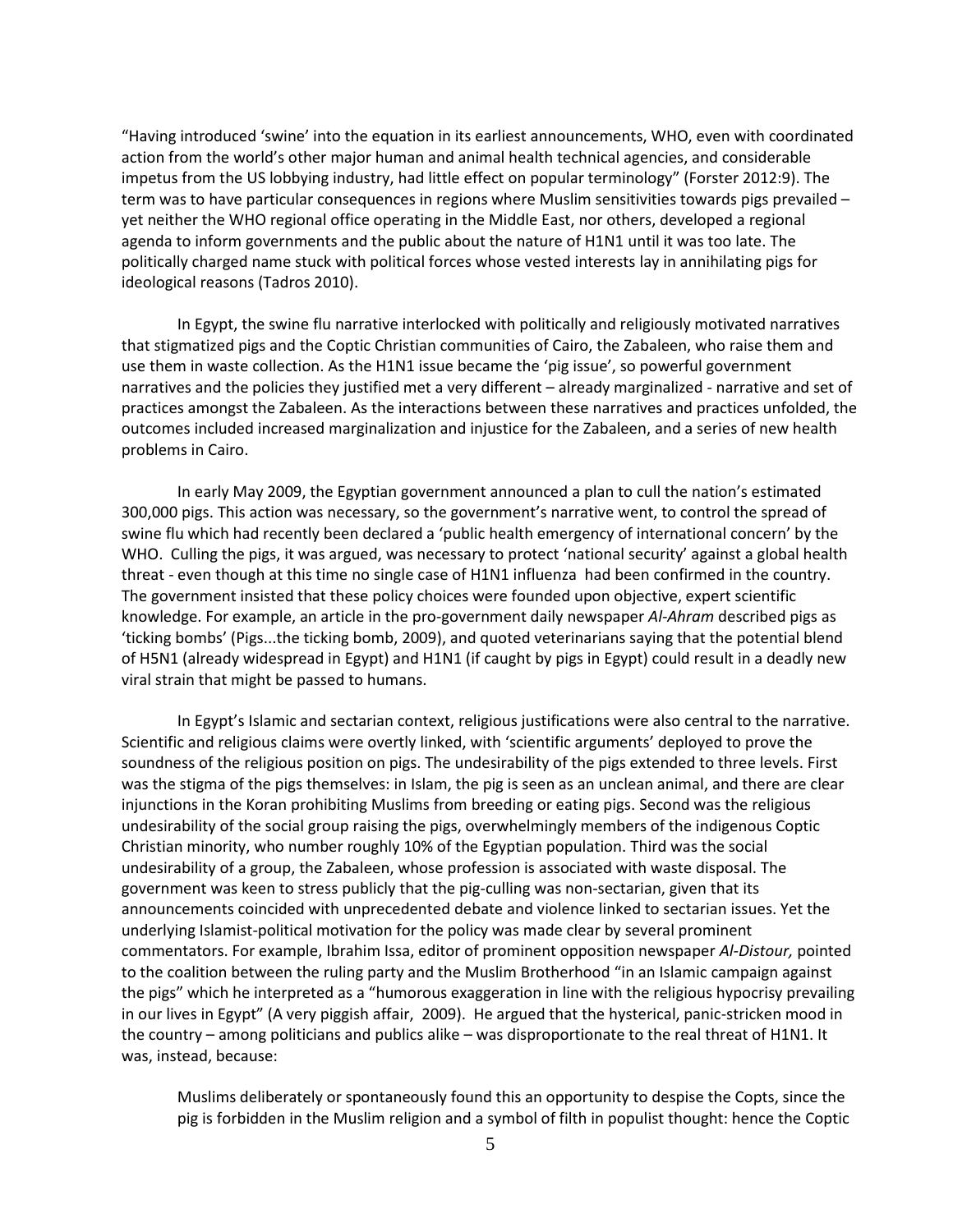"Having introduced 'swine' into the equation in its earliest announcements, WHO, even with coordinated action from the world's other major human and animal health technical agencies, and considerable impetus from the US lobbying industry, had little effect on popular terminology" (Forster 2012:9). The term was to have particular consequences in regions where Muslim sensitivities towards pigs prevailed – yet neither the WHO regional office operating in the Middle East, nor others, developed a regional agenda to inform governments and the public about the nature of H1N1 until it was too late. The politically charged name stuck with political forces whose vested interests lay in annihilating pigs for ideological reasons (Tadros 2010).

In Egypt, the swine flu narrative interlocked with politically and religiously motivated narratives that stigmatized pigs and the Coptic Christian communities of Cairo, the Zabaleen, who raise them and use them in waste collection. As the H1N1 issue became the 'pig issue', so powerful government narratives and the policies they justified met a very different – already marginalized - narrative and set of practices amongst the Zabaleen. As the interactions between these narratives and practices unfolded, the outcomes included increased marginalization and injustice for the Zabaleen, and a series of new health problems in Cairo.

In early May 2009, the Egyptian government announced a plan to cull the nation's estimated 300,000 pigs. This action was necessary, so the government's narrative went, to control the spread of swine flu which had recently been declared a 'public health emergency of international concern' by the WHO. Culling the pigs, it was argued, was necessary to protect 'national security' against a global health threat - even though at this time no single case of H1N1 influenza had been confirmed in the country. The government insisted that these policy choices were founded upon objective, expert scientific knowledge. For example, an article in the pro-government daily newspaper *Al-Ahram* described pigs as 'ticking bombs' (Pigs...the ticking bomb, 2009), and quoted veterinarians saying that the potential blend of H5N1 (already widespread in Egypt) and H1N1 (if caught by pigs in Egypt) could result in a deadly new viral strain that might be passed to humans.

In Egypt's Islamic and sectarian context, religious justifications were also central to the narrative. Scientific and religious claims were overtly linked, with 'scientific arguments' deployed to prove the soundness of the religious position on pigs. The undesirability of the pigs extended to three levels. First was the stigma of the pigs themselves: in Islam, the pig is seen as an unclean animal, and there are clear injunctions in the Koran prohibiting Muslims from breeding or eating pigs. Second was the religious undesirability of the social group raising the pigs, overwhelmingly members of the indigenous Coptic Christian minority, who number roughly 10% of the Egyptian population. Third was the social undesirability of a group, the Zabaleen, whose profession is associated with waste disposal. The government was keen to stress publicly that the pig-culling was non-sectarian, given that its announcements coincided with unprecedented debate and violence linked to sectarian issues. Yet the underlying Islamist-political motivation for the policy was made clear by several prominent commentators. For example, Ibrahim Issa, editor of prominent opposition newspaper *Al-Distour,* pointed to the coalition between the ruling party and the Muslim Brotherhood "in an Islamic campaign against the pigs" which he interpreted as a "humorous exaggeration in line with the religious hypocrisy prevailing in our lives in Egypt" (A very piggish affair, 2009). He argued that the hysterical, panic-stricken mood in the country – among politicians and publics alike – was disproportionate to the real threat of H1N1. It was, instead, because:

> Muslims deliberately or spontaneously found this an opportunity to despise the Copts, since the pig is forbidden in the Muslim religion and a symbol of filth in populist thought: hence the Coptic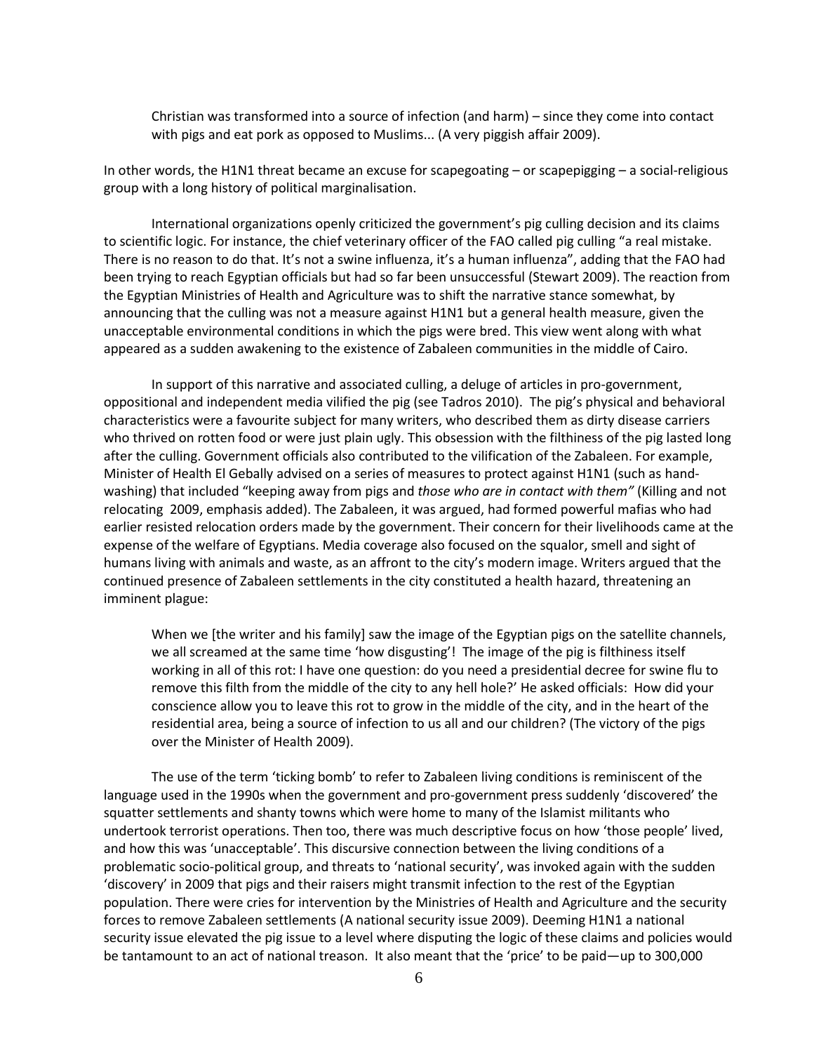> Christian was transformed into a source of infection (and harm) – since they come into contact with pigs and eat pork as opposed to Muslims... (A very piggish affair 2009).

In other words, the H1N1 threat became an excuse for scapegoating – or scapepigging – a social-religious group with a long history of political marginalisation.

International organizations openly criticized the government's pig culling decision and its claims to scientific logic. For instance, the chief veterinary officer of the FAO called pig culling "a real mistake. There is no reason to do that. It's not a swine influenza, it's a human influenza", adding that the FAO had been trying to reach Egyptian officials but had so far been unsuccessful (Stewart 2009). The reaction from the Egyptian Ministries of Health and Agriculture was to shift the narrative stance somewhat, by announcing that the culling was not a measure against H1N1 but a general health measure, given the unacceptable environmental conditions in which the pigs were bred. This view went along with what appeared as a sudden awakening to the existence of Zabaleen communities in the middle of Cairo.

In support of this narrative and associated culling, a deluge of articles in pro-government, oppositional and independent media vilified the pig (see Tadros 2010). The pig's physical and behavioral characteristics were a favourite subject for many writers, who described them as dirty disease carriers who thrived on rotten food or were just plain ugly. This obsession with the filthiness of the pig lasted long after the culling. Government officials also contributed to the vilification of the Zabaleen. For example, Minister of Health El Gebally advised on a series of measures to protect against H1N1 (such as hand-washing) that included "keeping away from pigs and *those who are in contact with them"* (Killing and not relocating 2009, emphasis added). The Zabaleen, it was argued, had formed powerful mafias who had earlier resisted relocation orders made by the government. Their concern for their livelihoods came at the expense of the welfare of Egyptians. Media coverage also focused on the squalor, smell and sight of humans living with animals and waste, as an affront to the city's modern image. Writers argued that the continued presence of Zabaleen settlements in the city constituted a health hazard, threatening an imminent plague:

> When we [the writer and his family] saw the image of the Egyptian pigs on the satellite channels, we all screamed at the same time 'how disgusting'! The image of the pig is filthiness itself working in all of this rot: I have one question: do you need a presidential decree for swine flu to remove this filth from the middle of the city to any hell hole?' He asked officials: How did your conscience allow you to leave this rot to grow in the middle of the city, and in the heart of the residential area, being a source of infection to us all and our children? (The victory of the pigs over the Minister of Health 2009).

The use of the term 'ticking bomb' to refer to Zabaleen living conditions is reminiscent of the language used in the 1990s when the government and pro-government press suddenly 'discovered' the squatter settlements and shanty towns which were home to many of the Islamist militants who undertook terrorist operations. Then too, there was much descriptive focus on how 'those people' lived, and how this was 'unacceptable'. This discursive connection between the living conditions of a problematic socio-political group, and threats to 'national security', was invoked again with the sudden 'discovery' in 2009 that pigs and their raisers might transmit infection to the rest of the Egyptian population. There were cries for intervention by the Ministries of Health and Agriculture and the security forces to remove Zabaleen settlements (A national security issue 2009). Deeming H1N1 a national security issue elevated the pig issue to a level where disputing the logic of these claims and policies would be tantamount to an act of national treason. It also meant that the 'price' to be paid—up to 300,000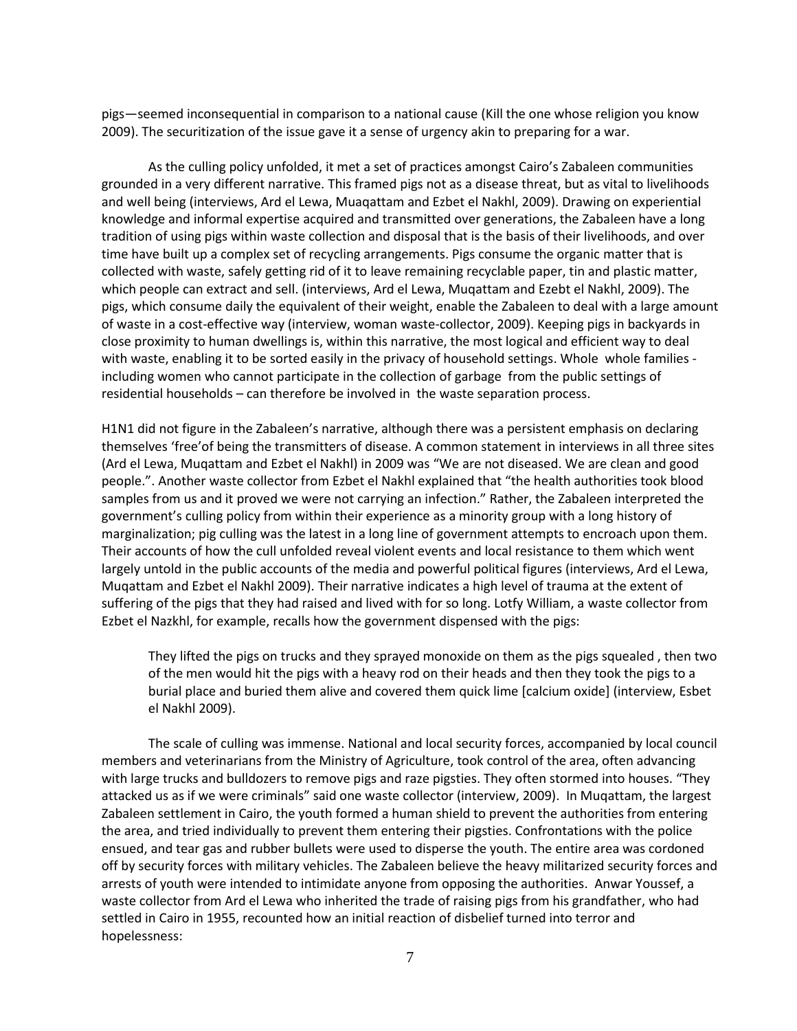pigs—seemed inconsequential in comparison to a national cause (Kill the one whose religion you know 2009). The securitization of the issue gave it a sense of urgency akin to preparing for a war.

As the culling policy unfolded, it met a set of practices amongst Cairo's Zabaleen communities grounded in a very different narrative. This framed pigs not as a disease threat, but as vital to livelihoods and well being (interviews, Ard el Lewa, Muaqattam and Ezbet el Nakhl, 2009). Drawing on experiential knowledge and informal expertise acquired and transmitted over generations, the Zabaleen have a long tradition of using pigs within waste collection and disposal that is the basis of their livelihoods, and over time have built up a complex set of recycling arrangements. Pigs consume the organic matter that is collected with waste, safely getting rid of it to leave remaining recyclable paper, tin and plastic matter, which people can extract and sell. (interviews, Ard el Lewa, Muqattam and Ezebt el Nakhl, 2009). The pigs, which consume daily the equivalent of their weight, enable the Zabaleen to deal with a large amount of waste in a cost-effective way (interview, woman waste-collector, 2009). Keeping pigs in backyards in close proximity to human dwellings is, within this narrative, the most logical and efficient way to deal with waste, enabling it to be sorted easily in the privacy of household settings. Whole whole families - including women who cannot participate in the collection of garbage from the public settings of residential households – can therefore be involved in the waste separation process.

H1N1 did not figure in the Zabaleen's narrative, although there was a persistent emphasis on declaring themselves 'free'of being the transmitters of disease. A common statement in interviews in all three sites (Ard el Lewa, Muqattam and Ezbet el Nakhl) in 2009 was "We are not diseased. We are clean and good people.". Another waste collector from Ezbet el Nakhl explained that "the health authorities took blood samples from us and it proved we were not carrying an infection." Rather, the Zabaleen interpreted the government's culling policy from within their experience as a minority group with a long history of marginalization; pig culling was the latest in a long line of government attempts to encroach upon them. Their accounts of how the cull unfolded reveal violent events and local resistance to them which went largely untold in the public accounts of the media and powerful political figures (interviews, Ard el Lewa, Muqattam and Ezbet el Nakhl 2009). Their narrative indicates a high level of trauma at the extent of suffering of the pigs that they had raised and lived with for so long. Lotfy William, a waste collector from Ezbet el Nazkhl, for example, recalls how the government dispensed with the pigs:

> They lifted the pigs on trucks and they sprayed monoxide on them as the pigs squealed , then two of the men would hit the pigs with a heavy rod on their heads and then they took the pigs to a burial place and buried them alive and covered them quick lime [calcium oxide] (interview, Esbet el Nakhl 2009).

The scale of culling was immense. National and local security forces, accompanied by local council members and veterinarians from the Ministry of Agriculture, took control of the area, often advancing with large trucks and bulldozers to remove pigs and raze pigsties. They often stormed into houses. "They attacked us as if we were criminals" said one waste collector (interview, 2009). In Muqattam, the largest Zabaleen settlement in Cairo, the youth formed a human shield to prevent the authorities from entering the area, and tried individually to prevent them entering their pigsties. Confrontations with the police ensued, and tear gas and rubber bullets were used to disperse the youth. The entire area was cordoned off by security forces with military vehicles. The Zabaleen believe the heavy militarized security forces and arrests of youth were intended to intimidate anyone from opposing the authorities. Anwar Youssef, a waste collector from Ard el Lewa who inherited the trade of raising pigs from his grandfather, who had settled in Cairo in 1955, recounted how an initial reaction of disbelief turned into terror and hopelessness: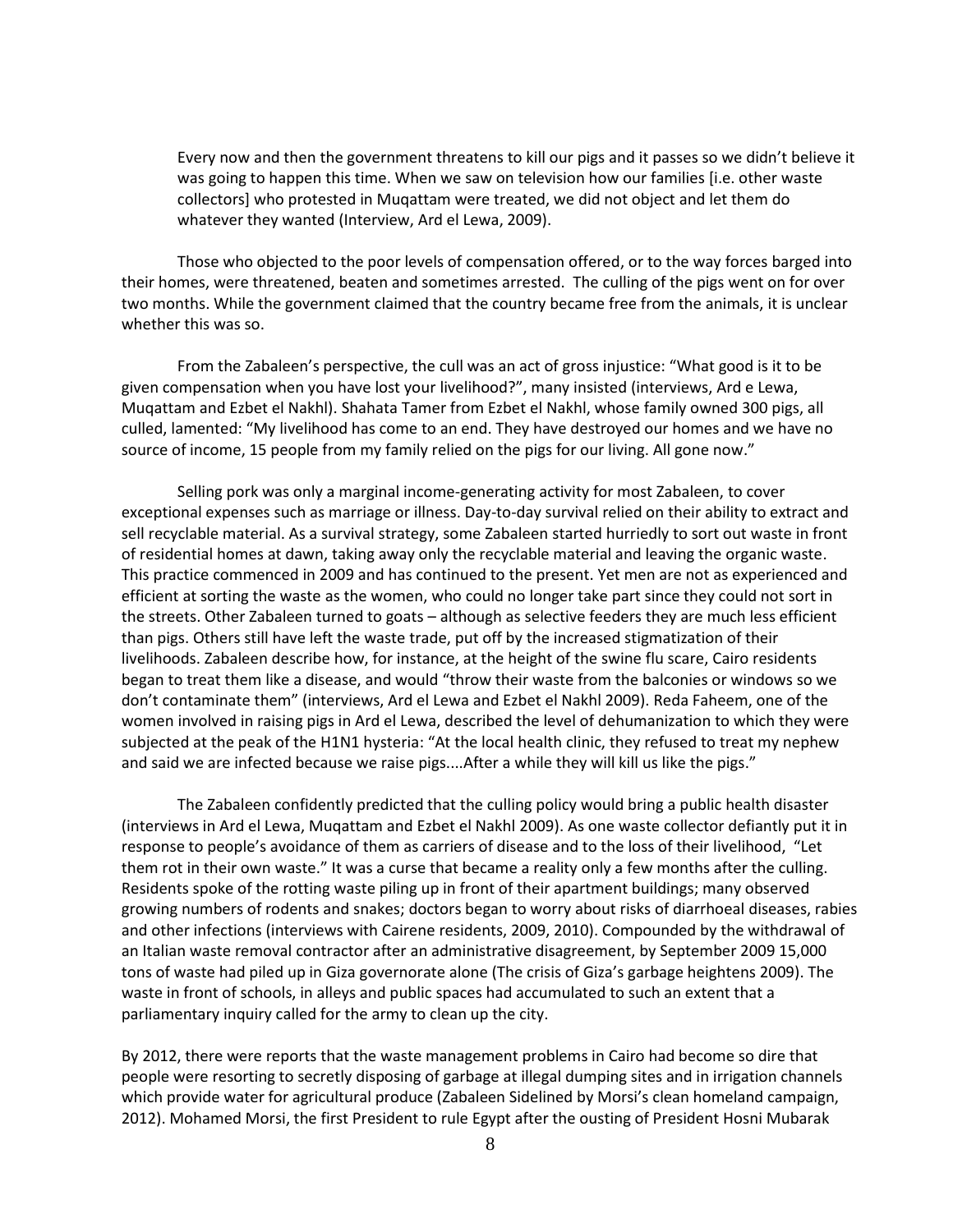> Every now and then the government threatens to kill our pigs and it passes so we didn't believe it was going to happen this time. When we saw on television how our families [i.e. other waste collectors] who protested in Muqattam were treated, we did not object and let them do whatever they wanted (Interview, Ard el Lewa, 2009).

Those who objected to the poor levels of compensation offered, or to the way forces barged into their homes, were threatened, beaten and sometimes arrested. The culling of the pigs went on for over two months. While the government claimed that the country became free from the animals, it is unclear whether this was so.

From the Zabaleen's perspective, the cull was an act of gross injustice: "What good is it to be given compensation when you have lost your livelihood?", many insisted (interviews, Ard e Lewa, Muqattam and Ezbet el Nakhl). Shahata Tamer from Ezbet el Nakhl, whose family owned 300 pigs, all culled, lamented: "My livelihood has come to an end. They have destroyed our homes and we have no source of income, 15 people from my family relied on the pigs for our living. All gone now."

Selling pork was only a marginal income-generating activity for most Zabaleen, to cover exceptional expenses such as marriage or illness. Day-to-day survival relied on their ability to extract and sell recyclable material. As a survival strategy, some Zabaleen started hurriedly to sort out waste in front of residential homes at dawn, taking away only the recyclable material and leaving the organic waste. This practice commenced in 2009 and has continued to the present. Yet men are not as experienced and efficient at sorting the waste as the women, who could no longer take part since they could not sort in the streets. Other Zabaleen turned to goats – although as selective feeders they are much less efficient than pigs. Others still have left the waste trade, put off by the increased stigmatization of their livelihoods. Zabaleen describe how, for instance, at the height of the swine flu scare, Cairo residents began to treat them like a disease, and would "throw their waste from the balconies or windows so we don't contaminate them" (interviews, Ard el Lewa and Ezbet el Nakhl 2009). Reda Faheem, one of the women involved in raising pigs in Ard el Lewa, described the level of dehumanization to which they were subjected at the peak of the H1N1 hysteria: "At the local health clinic, they refused to treat my nephew and said we are infected because we raise pigs....After a while they will kill us like the pigs."

The Zabaleen confidently predicted that the culling policy would bring a public health disaster (interviews in Ard el Lewa, Muqattam and Ezbet el Nakhl 2009). As one waste collector defiantly put it in response to people's avoidance of them as carriers of disease and to the loss of their livelihood, "Let them rot in their own waste." It was a curse that became a reality only a few months after the culling. Residents spoke of the rotting waste piling up in front of their apartment buildings; many observed growing numbers of rodents and snakes; doctors began to worry about risks of diarrhoeal diseases, rabies and other infections (interviews with Cairene residents, 2009, 2010). Compounded by the withdrawal of an Italian waste removal contractor after an administrative disagreement, by September 2009 15,000 tons of waste had piled up in Giza governorate alone (The crisis of Giza's garbage heightens 2009). The waste in front of schools, in alleys and public spaces had accumulated to such an extent that a parliamentary inquiry called for the army to clean up the city.

By 2012, there were reports that the waste management problems in Cairo had become so dire that people were resorting to secretly disposing of garbage at illegal dumping sites and in irrigation channels which provide water for agricultural produce (Zabaleen Sidelined by Morsi's clean homeland campaign, 2012). Mohamed Morsi, the first President to rule Egypt after the ousting of President Hosni Mubarak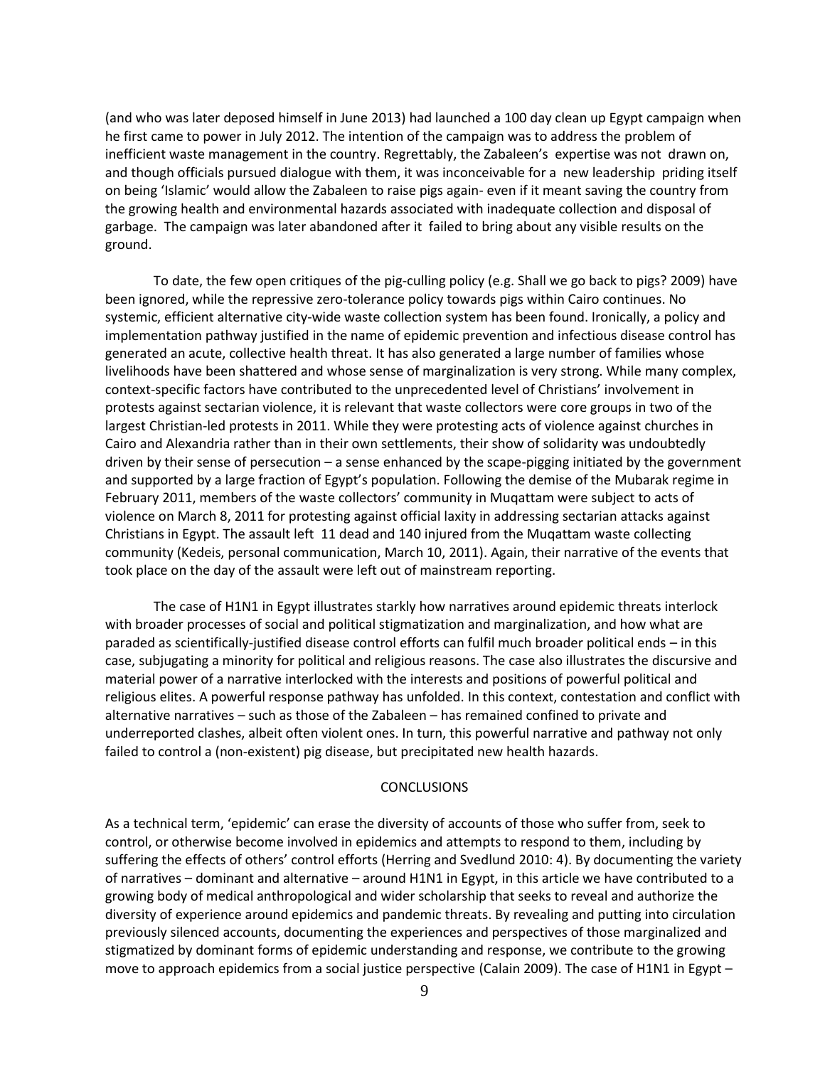(and who was later deposed himself in June 2013) had launched a 100 day clean up Egypt campaign when he first came to power in July 2012. The intention of the campaign was to address the problem of inefficient waste management in the country. Regrettably, the Zabaleen's expertise was not drawn on, and though officials pursued dialogue with them, it was inconceivable for a new leadership priding itself on being 'Islamic' would allow the Zabaleen to raise pigs again- even if it meant saving the country from the growing health and environmental hazards associated with inadequate collection and disposal of garbage. The campaign was later abandoned after it failed to bring about any visible results on the ground.

To date, the few open critiques of the pig-culling policy (e.g. Shall we go back to pigs? 2009) have been ignored, while the repressive zero-tolerance policy towards pigs within Cairo continues. No systemic, efficient alternative city-wide waste collection system has been found. Ironically, a policy and implementation pathway justified in the name of epidemic prevention and infectious disease control has generated an acute, collective health threat. It has also generated a large number of families whose livelihoods have been shattered and whose sense of marginalization is very strong. While many complex, context-specific factors have contributed to the unprecedented level of Christians' involvement in protests against sectarian violence, it is relevant that waste collectors were core groups in two of the largest Christian-led protests in 2011. While they were protesting acts of violence against churches in Cairo and Alexandria rather than in their own settlements, their show of solidarity was undoubtedly driven by their sense of persecution – a sense enhanced by the scape-pigging initiated by the government and supported by a large fraction of Egypt's population. Following the demise of the Mubarak regime in February 2011, members of the waste collectors' community in Muqattam were subject to acts of violence on March 8, 2011 for protesting against official laxity in addressing sectarian attacks against Christians in Egypt. The assault left 11 dead and 140 injured from the Muqattam waste collecting community (Kedeis, personal communication, March 10, 2011). Again, their narrative of the events that took place on the day of the assault were left out of mainstream reporting.

The case of H1N1 in Egypt illustrates starkly how narratives around epidemic threats interlock with broader processes of social and political stigmatization and marginalization, and how what are paraded as scientifically-justified disease control efforts can fulfil much broader political ends – in this case, subjugating a minority for political and religious reasons. The case also illustrates the discursive and material power of a narrative interlocked with the interests and positions of powerful political and religious elites. A powerful response pathway has unfolded. In this context, contestation and conflict with alternative narratives – such as those of the Zabaleen – has remained confined to private and underreported clashes, albeit often violent ones. In turn, this powerful narrative and pathway not only failed to control a (non-existent) pig disease, but precipitated new health hazards.

## CONCLUSIONS

As a technical term, 'epidemic' can erase the diversity of accounts of those who suffer from, seek to control, or otherwise become involved in epidemics and attempts to respond to them, including by suffering the effects of others' control efforts (Herring and Svedlund 2010: 4). By documenting the variety of narratives – dominant and alternative – around H1N1 in Egypt, in this article we have contributed to a growing body of medical anthropological and wider scholarship that seeks to reveal and authorize the diversity of experience around epidemics and pandemic threats. By revealing and putting into circulation previously silenced accounts, documenting the experiences and perspectives of those marginalized and stigmatized by dominant forms of epidemic understanding and response, we contribute to the growing move to approach epidemics from a social justice perspective (Calain 2009). The case of H1N1 in Egypt –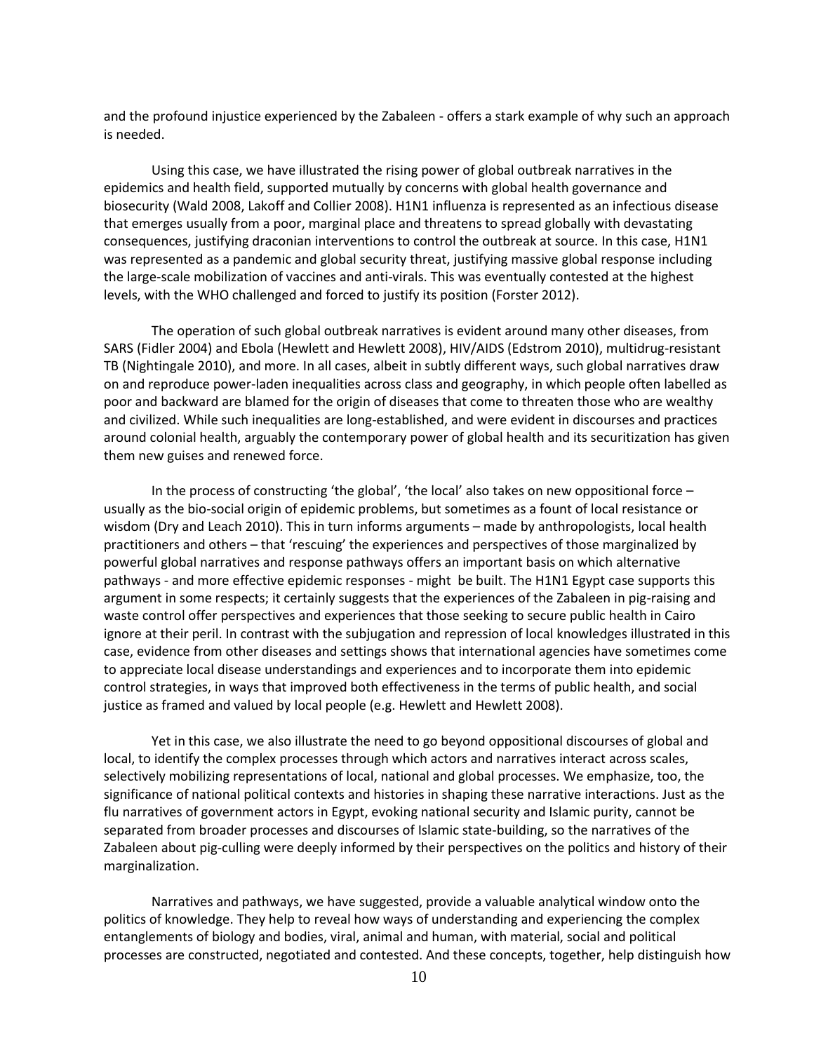and the profound injustice experienced by the Zabaleen - offers a stark example of why such an approach is needed.

Using this case, we have illustrated the rising power of global outbreak narratives in the epidemics and health field, supported mutually by concerns with global health governance and biosecurity (Wald 2008, Lakoff and Collier 2008). H1N1 influenza is represented as an infectious disease that emerges usually from a poor, marginal place and threatens to spread globally with devastating consequences, justifying draconian interventions to control the outbreak at source. In this case, H1N1 was represented as a pandemic and global security threat, justifying massive global response including the large-scale mobilization of vaccines and anti-virals. This was eventually contested at the highest levels, with the WHO challenged and forced to justify its position (Forster 2012).

The operation of such global outbreak narratives is evident around many other diseases, from SARS (Fidler 2004) and Ebola (Hewlett and Hewlett 2008), HIV/AIDS (Edstrom 2010), multidrug-resistant TB (Nightingale 2010), and more. In all cases, albeit in subtly different ways, such global narratives draw on and reproduce power-laden inequalities across class and geography, in which people often labelled as poor and backward are blamed for the origin of diseases that come to threaten those who are wealthy and civilized. While such inequalities are long-established, and were evident in discourses and practices around colonial health, arguably the contemporary power of global health and its securitization has given them new guises and renewed force.

In the process of constructing 'the global', 'the local' also takes on new oppositional force – usually as the bio-social origin of epidemic problems, but sometimes as a fount of local resistance or wisdom (Dry and Leach 2010). This in turn informs arguments – made by anthropologists, local health practitioners and others – that 'rescuing' the experiences and perspectives of those marginalized by powerful global narratives and response pathways offers an important basis on which alternative pathways - and more effective epidemic responses - might be built. The H1N1 Egypt case supports this argument in some respects; it certainly suggests that the experiences of the Zabaleen in pig-raising and waste control offer perspectives and experiences that those seeking to secure public health in Cairo ignore at their peril. In contrast with the subjugation and repression of local knowledges illustrated in this case, evidence from other diseases and settings shows that international agencies have sometimes come to appreciate local disease understandings and experiences and to incorporate them into epidemic control strategies, in ways that improved both effectiveness in the terms of public health, and social justice as framed and valued by local people (e.g. Hewlett and Hewlett 2008).

Yet in this case, we also illustrate the need to go beyond oppositional discourses of global and local, to identify the complex processes through which actors and narratives interact across scales, selectively mobilizing representations of local, national and global processes. We emphasize, too, the significance of national political contexts and histories in shaping these narrative interactions. Just as the flu narratives of government actors in Egypt, evoking national security and Islamic purity, cannot be separated from broader processes and discourses of Islamic state-building, so the narratives of the Zabaleen about pig-culling were deeply informed by their perspectives on the politics and history of their marginalization.

Narratives and pathways, we have suggested, provide a valuable analytical window onto the politics of knowledge. They help to reveal how ways of understanding and experiencing the complex entanglements of biology and bodies, viral, animal and human, with material, social and political processes are constructed, negotiated and contested. And these concepts, together, help distinguish how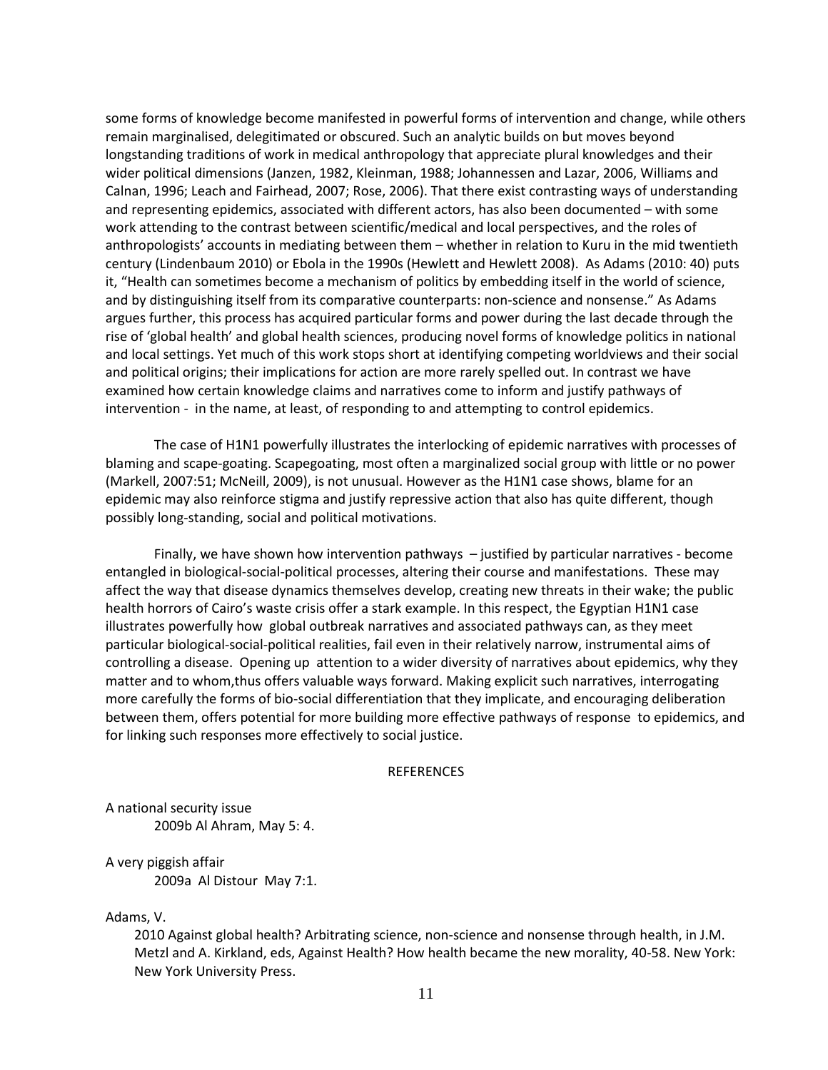some forms of knowledge become manifested in powerful forms of intervention and change, while others remain marginalised, delegitimated or obscured. Such an analytic builds on but moves beyond longstanding traditions of work in medical anthropology that appreciate plural knowledges and their wider political dimensions (Janzen, 1982, Kleinman, 1988; Johannessen and Lazar, 2006, Williams and Calnan, 1996; Leach and Fairhead, 2007; Rose, 2006). That there exist contrasting ways of understanding and representing epidemics, associated with different actors, has also been documented – with some work attending to the contrast between scientific/medical and local perspectives, and the roles of anthropologists' accounts in mediating between them – whether in relation to Kuru in the mid twentieth century (Lindenbaum 2010) or Ebola in the 1990s (Hewlett and Hewlett 2008). As Adams (2010: 40) puts it, "Health can sometimes become a mechanism of politics by embedding itself in the world of science, and by distinguishing itself from its comparative counterparts: non-science and nonsense." As Adams argues further, this process has acquired particular forms and power during the last decade through the rise of 'global health' and global health sciences, producing novel forms of knowledge politics in national and local settings. Yet much of this work stops short at identifying competing worldviews and their social and political origins; their implications for action are more rarely spelled out. In contrast we have examined how certain knowledge claims and narratives come to inform and justify pathways of intervention - in the name, at least, of responding to and attempting to control epidemics.

The case of H1N1 powerfully illustrates the interlocking of epidemic narratives with processes of blaming and scape-goating. Scapegoating, most often a marginalized social group with little or no power (Markell, 2007:51; McNeill, 2009), is not unusual. However as the H1N1 case shows, blame for an epidemic may also reinforce stigma and justify repressive action that also has quite different, though possibly long-standing, social and political motivations.

Finally, we have shown how intervention pathways – justified by particular narratives - become entangled in biological-social-political processes, altering their course and manifestations. These may affect the way that disease dynamics themselves develop, creating new threats in their wake; the public health horrors of Cairo's waste crisis offer a stark example. In this respect, the Egyptian H1N1 case illustrates powerfully how global outbreak narratives and associated pathways can, as they meet particular biological-social-political realities, fail even in their relatively narrow, instrumental aims of controlling a disease. Opening up attention to a wider diversity of narratives about epidemics, why they matter and to whom,thus offers valuable ways forward. Making explicit such narratives, interrogating more carefully the forms of bio-social differentiation that they implicate, and encouraging deliberation between them, offers potential for more building more effective pathways of response to epidemics, and for linking such responses more effectively to social justice.

## REFERENCES

A national security issue
    2009b Al Ahram, May 5: 4.

A very piggish affair
    2009a Al Distour May 7:1.

Adams, V.
    2010 Against global health? Arbitrating science, non-science and nonsense through health, in J.M. Metzl and A. Kirkland, eds, Against Health? How health became the new morality, 40-58. New York: New York University Press.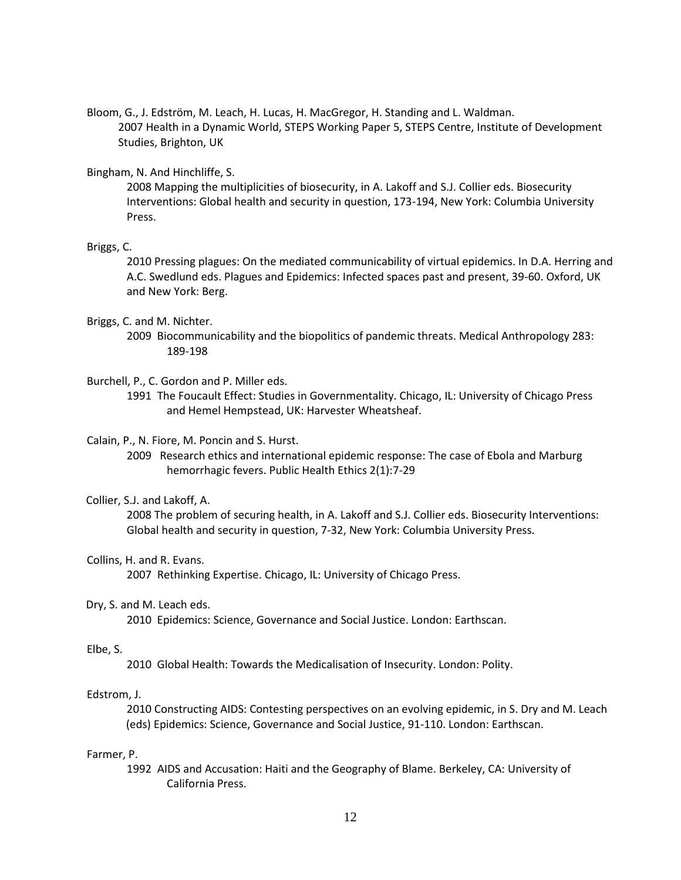Bloom, G., J. Edström, M. Leach, H. Lucas, H. MacGregor, H. Standing and L. Waldman.
2007 Health in a Dynamic World, STEPS Working Paper 5, STEPS Centre, Institute of Development Studies, Brighton, UK

Bingham, N. And Hinchliffe, S.
2008 Mapping the multiplicities of biosecurity, in A. Lakoff and S.J. Collier eds. Biosecurity Interventions: Global health and security in question, 173-194, New York: Columbia University Press.

Briggs, C.
2010 Pressing plagues: On the mediated communicability of virtual epidemics. In D.A. Herring and A.C. Swedlund eds. Plagues and Epidemics: Infected spaces past and present, 39-60. Oxford, UK and New York: Berg.

Briggs, C. and M. Nichter.
2009 Biocommunicability and the biopolitics of pandemic threats. Medical Anthropology 283: 189-198

Burchell, P., C. Gordon and P. Miller eds.
1991 The Foucault Effect: Studies in Governmentality. Chicago, IL: University of Chicago Press and Hemel Hempstead, UK: Harvester Wheatsheaf.

Calain, P., N. Fiore, M. Poncin and S. Hurst.
2009 Research ethics and international epidemic response: The case of Ebola and Marburg hemorrhagic fevers. Public Health Ethics 2(1):7-29

Collier, S.J. and Lakoff, A.
2008 The problem of securing health, in A. Lakoff and S.J. Collier eds. Biosecurity Interventions: Global health and security in question, 7-32, New York: Columbia University Press.

Collins, H. and R. Evans.
2007 Rethinking Expertise. Chicago, IL: University of Chicago Press.

Dry, S. and M. Leach eds.
2010 Epidemics: Science, Governance and Social Justice. London: Earthscan.

Elbe, S.
2010 Global Health: Towards the Medicalisation of Insecurity. London: Polity.

Edstrom, J.
2010 Constructing AIDS: Contesting perspectives on an evolving epidemic, in S. Dry and M. Leach (eds) Epidemics: Science, Governance and Social Justice, 91-110. London: Earthscan.

Farmer, P.
1992 AIDS and Accusation: Haiti and the Geography of Blame. Berkeley, CA: University of California Press.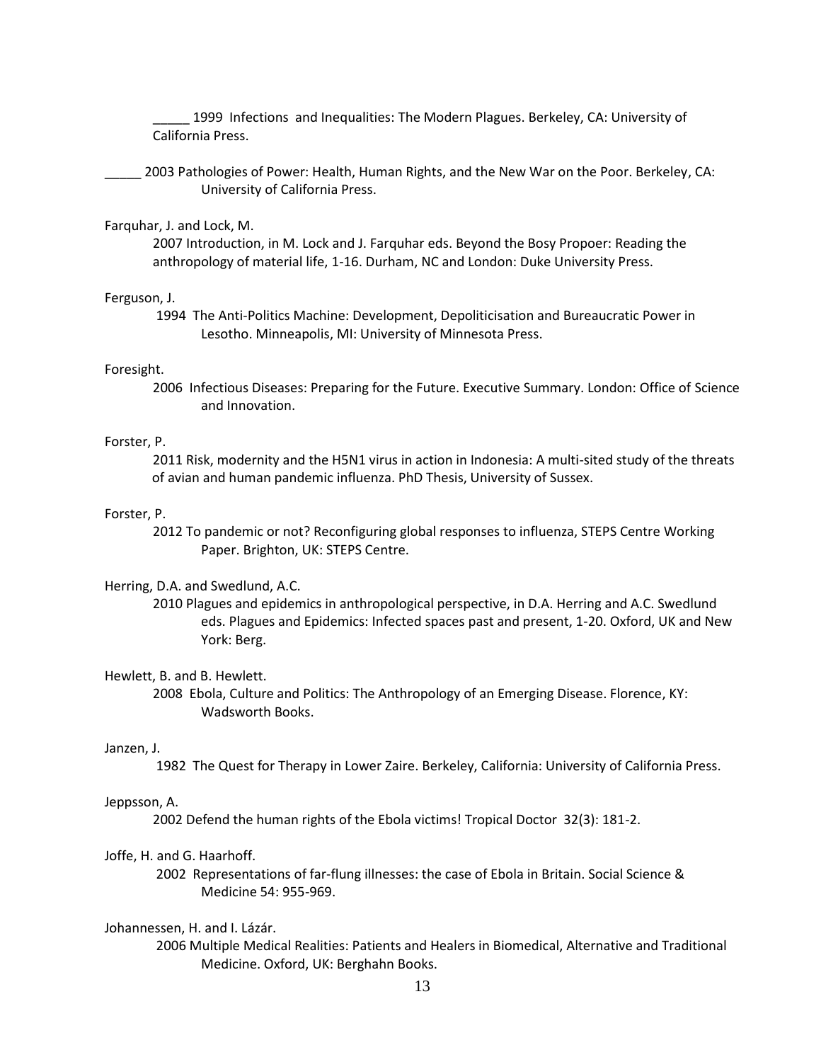_____ 1999 Infections and Inequalities: The Modern Plagues. Berkeley, CA: University of California Press.

_____ 2003 Pathologies of Power: Health, Human Rights, and the New War on the Poor. Berkeley, CA: University of California Press.

Farquhar, J. and Lock, M.

2007 Introduction, in M. Lock and J. Farquhar eds. Beyond the Bosy Propoer: Reading the anthropology of material life, 1-16. Durham, NC and London: Duke University Press.

Ferguson, J.

1994 The Anti-Politics Machine: Development, Depoliticisation and Bureaucratic Power in Lesotho. Minneapolis, MI: University of Minnesota Press.

Foresight.

2006 Infectious Diseases: Preparing for the Future. Executive Summary. London: Office of Science and Innovation.

Forster, P.

2011 Risk, modernity and the H5N1 virus in action in Indonesia: A multi-sited study of the threats of avian and human pandemic influenza. PhD Thesis, University of Sussex.

Forster, P.

2012 To pandemic or not? Reconfiguring global responses to influenza, STEPS Centre Working Paper. Brighton, UK: STEPS Centre.

Herring, D.A. and Swedlund, A.C.

2010 Plagues and epidemics in anthropological perspective, in D.A. Herring and A.C. Swedlund eds. Plagues and Epidemics: Infected spaces past and present, 1-20. Oxford, UK and New York: Berg.

Hewlett, B. and B. Hewlett.

2008 Ebola, Culture and Politics: The Anthropology of an Emerging Disease. Florence, KY: Wadsworth Books.

Janzen, J.

1982 The Quest for Therapy in Lower Zaire. Berkeley, California: University of California Press.

Jeppsson, A.

2002 Defend the human rights of the Ebola victims! Tropical Doctor 32(3): 181-2.

Joffe, H. and G. Haarhoff.

2002 Representations of far-flung illnesses: the case of Ebola in Britain. Social Science & Medicine 54: 955-969.

Johannessen, H. and I. Lázár.

2006 Multiple Medical Realities: Patients and Healers in Biomedical, Alternative and Traditional Medicine. Oxford, UK: Berghahn Books.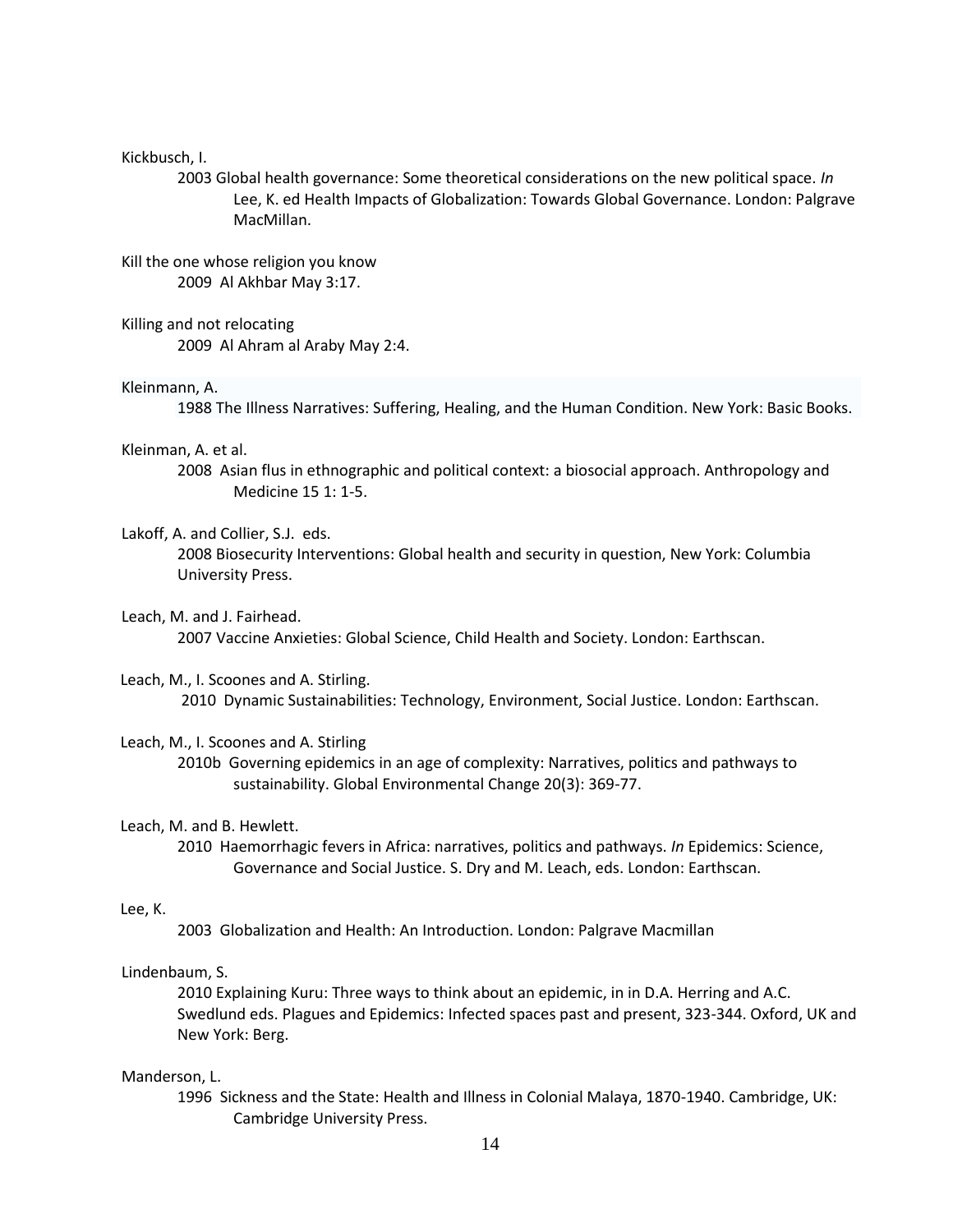Kickbusch, I.

2003 Global health governance: Some theoretical considerations on the new political space. *In* Lee, K. ed Health Impacts of Globalization: Towards Global Governance. London: Palgrave MacMillan.

Kill the one whose religion you know

2009 Al Akhbar May 3:17.

Killing and not relocating

2009 Al Ahram al Araby May 2:4.

Kleinmann, A.

1988 The Illness Narratives: Suffering, Healing, and the Human Condition. New York: Basic Books.

Kleinman, A. et al.

2008 Asian flus in ethnographic and political context: a biosocial approach. Anthropology and Medicine 15 1: 1-5.

Lakoff, A. and Collier, S.J. eds.

2008 Biosecurity Interventions: Global health and security in question, New York: Columbia University Press.

Leach, M. and J. Fairhead.

2007 Vaccine Anxieties: Global Science, Child Health and Society. London: Earthscan.

Leach, M., I. Scoones and A. Stirling.

2010 Dynamic Sustainabilities: Technology, Environment, Social Justice. London: Earthscan.

Leach, M., I. Scoones and A. Stirling

2010b Governing epidemics in an age of complexity: Narratives, politics and pathways to sustainability. Global Environmental Change 20(3): 369-77.

Leach, M. and B. Hewlett.

2010 Haemorrhagic fevers in Africa: narratives, politics and pathways. *In* Epidemics: Science, Governance and Social Justice. S. Dry and M. Leach, eds. London: Earthscan.

Lee, K.

2003 Globalization and Health: An Introduction. London: Palgrave Macmillan

Lindenbaum, S.

2010 Explaining Kuru: Three ways to think about an epidemic, in in D.A. Herring and A.C. Swedlund eds. Plagues and Epidemics: Infected spaces past and present, 323-344. Oxford, UK and New York: Berg.

Manderson, L.

1996 Sickness and the State: Health and Illness in Colonial Malaya, 1870-1940. Cambridge, UK: Cambridge University Press.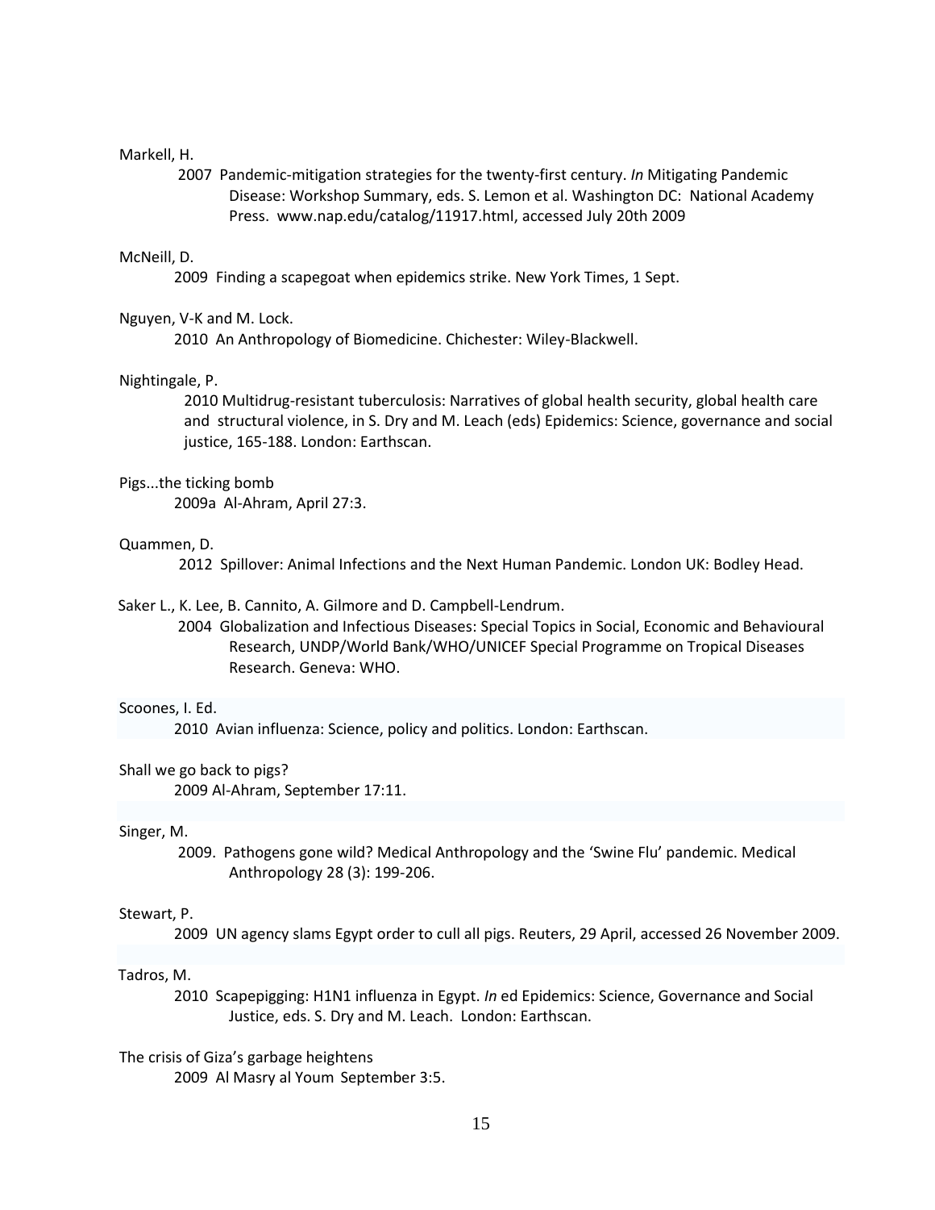Markell, H.

2007 Pandemic-mitigation strategies for the twenty-first century. *In* Mitigating Pandemic Disease: Workshop Summary, eds. S. Lemon et al. Washington DC: National Academy Press. www.nap.edu/catalog/11917.html, accessed July 20th 2009

McNeill, D.

2009 Finding a scapegoat when epidemics strike. New York Times, 1 Sept.

Nguyen, V-K and M. Lock.

2010 An Anthropology of Biomedicine. Chichester: Wiley-Blackwell.

Nightingale, P.

2010 Multidrug-resistant tuberculosis: Narratives of global health security, global health care and structural violence, in S. Dry and M. Leach (eds) Epidemics: Science, governance and social justice, 165-188. London: Earthscan.

Pigs...the ticking bomb

2009a Al-Ahram, April 27:3.

Quammen, D.

2012 Spillover: Animal Infections and the Next Human Pandemic. London UK: Bodley Head.

Saker L., K. Lee, B. Cannito, A. Gilmore and D. Campbell-Lendrum.

2004 Globalization and Infectious Diseases: Special Topics in Social, Economic and Behavioural Research, UNDP/World Bank/WHO/UNICEF Special Programme on Tropical Diseases Research. Geneva: WHO.

Scoones, I. Ed.

2010 Avian influenza: Science, policy and politics. London: Earthscan.

Shall we go back to pigs?

2009 Al-Ahram, September 17:11.

Singer, M.

2009. Pathogens gone wild? Medical Anthropology and the 'Swine Flu' pandemic. Medical Anthropology 28 (3): 199-206.

Stewart, P.

2009 UN agency slams Egypt order to cull all pigs. Reuters, 29 April, accessed 26 November 2009.

Tadros, M.

2010 Scapepigging: H1N1 influenza in Egypt. *In* ed Epidemics: Science, Governance and Social Justice, eds. S. Dry and M. Leach. London: Earthscan.

The crisis of Giza's garbage heightens

2009 Al Masry al Youm September 3:5.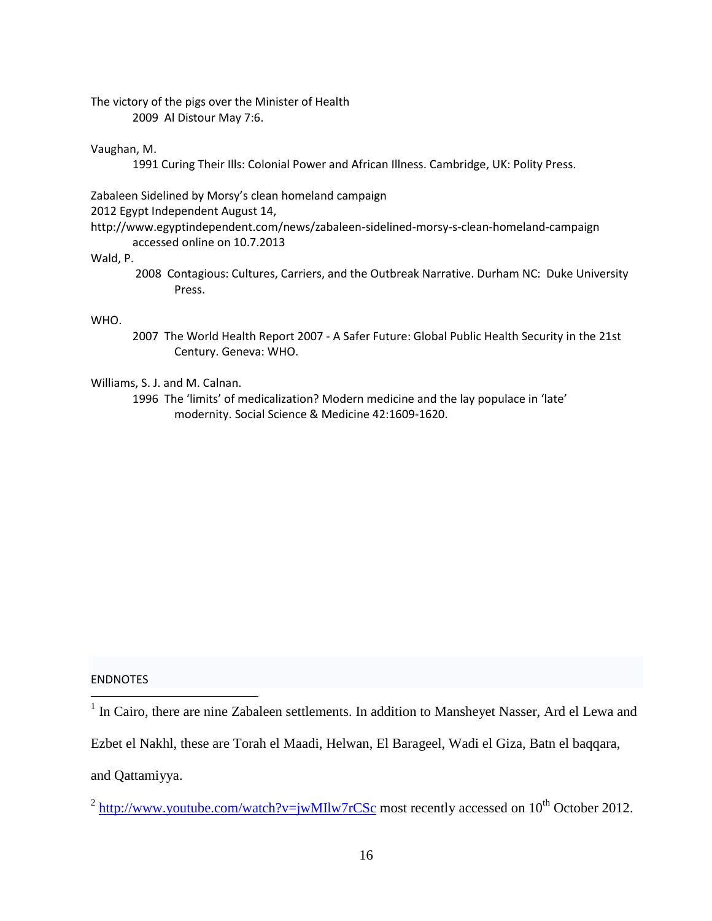The victory of the pigs over the Minister of Health
    2009 Al Distour May 7:6.

Vaughan, M.
    1991 Curing Their Ills: Colonial Power and African Illness. Cambridge, UK: Polity Press.

Zabaleen Sidelined by Morsy's clean homeland campaign
2012 Egypt Independent August 14,
http://www.egyptindependent.com/news/zabaleen-sidelined-morsy-s-clean-homeland-campaign
    accessed online on 10.7.2013

Wald, P.
    2008 Contagious: Cultures, Carriers, and the Outbreak Narrative. Durham NC: Duke University Press.

WHO.
    2007 The World Health Report 2007 - A Safer Future: Global Public Health Security in the 21st Century. Geneva: WHO.

Williams, S. J. and M. Calnan.
    1996 The 'limits' of medicalization? Modern medicine and the lay populace in 'late' modernity. Social Science & Medicine 42:1609-1620.

ENDNOTES

[1] In Cairo, there are nine Zabaleen settlements. In addition to Mansheyet Nasser, Ard el Lewa and Ezbet el Nakhl, these are Torah el Maadi, Helwan, El Barageel, Wadi el Giza, Batn el baqqara, and Qattamiyya.

[2] http://www.youtube.com/watch?v=jwMIlw7rCSc most recently accessed on 10th October 2012.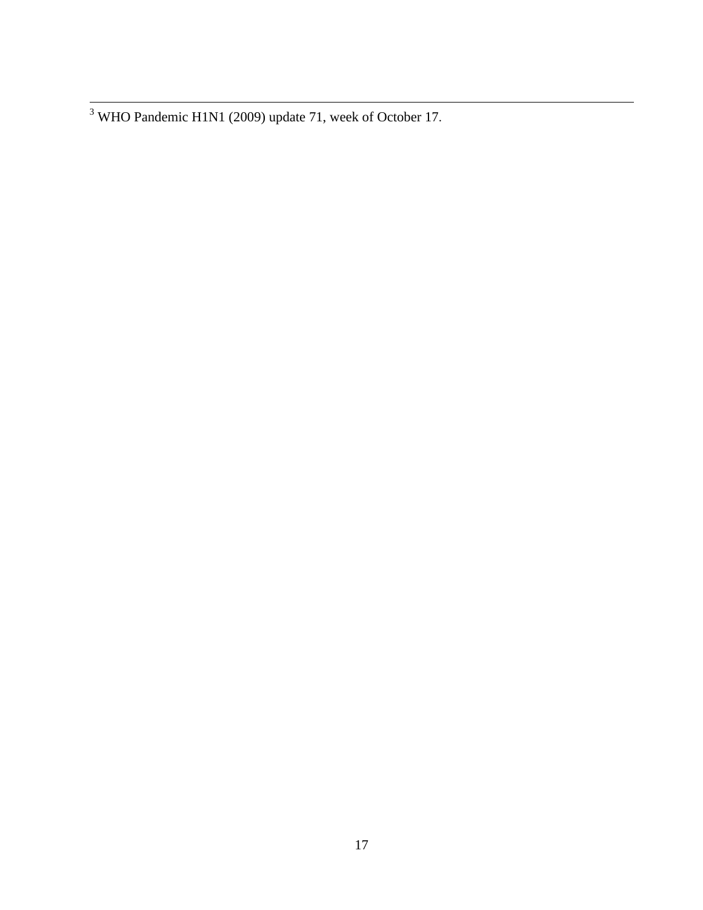[3] WHO Pandemic H1N1 (2009) update 71, week of October 17.